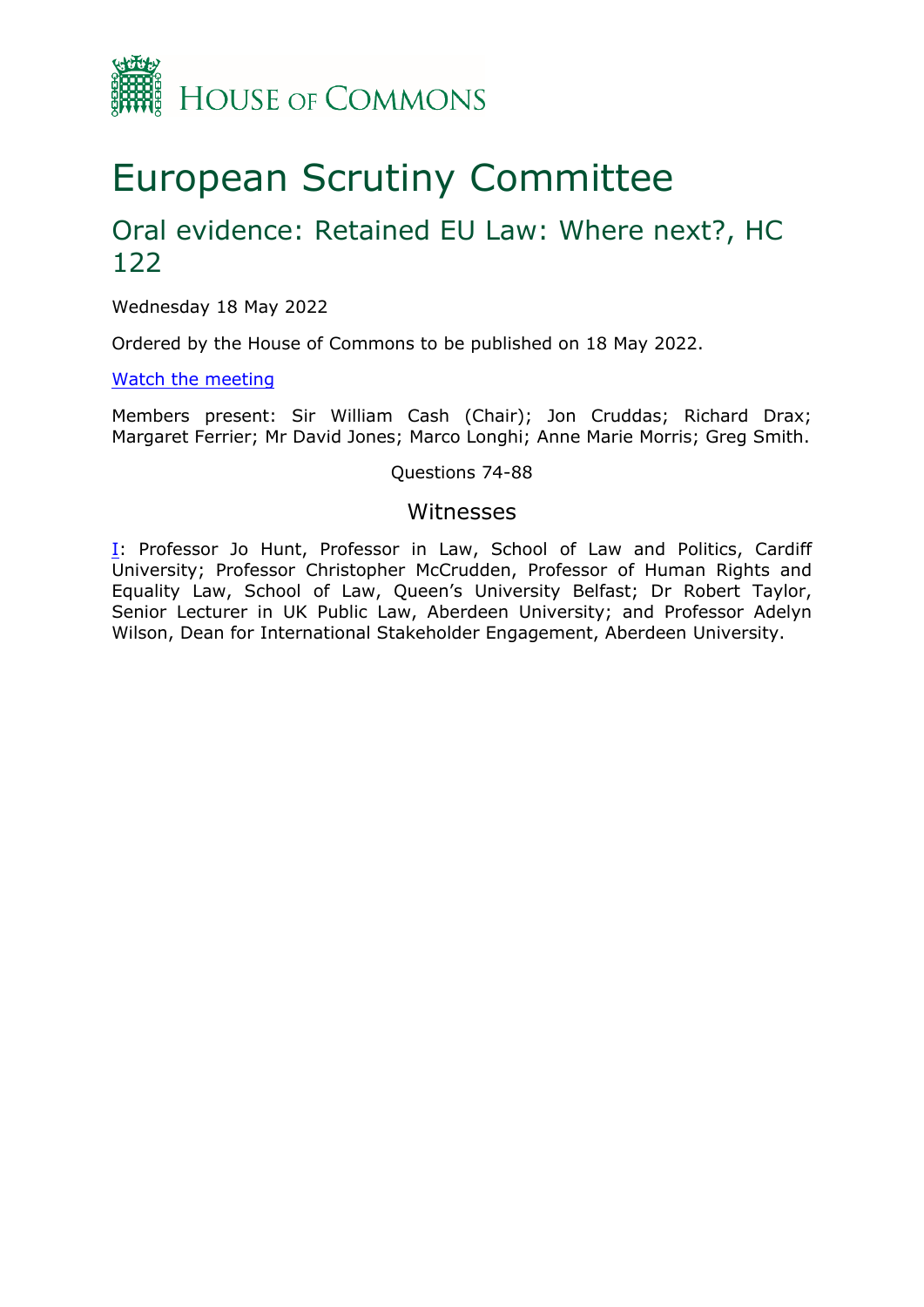House of Commons

# European Scrutiny Committee

## Oral evidence: Retained EU Law: Where next?, HC 122

Wednesday 18 May 2022

Ordered by the House of Commons to be published on 18 May 2022.

Watch the meeting

Members present: Sir William Cash (Chair); Jon Cruddas; Richard Drax; Margaret Ferrier; Mr David Jones; Marco Longhi; Anne Marie Morris; Greg Smith.

Questions 74-88

### Witnesses

I: Professor Jo Hunt, Professor in Law, School of Law and Politics, Cardiff University; Professor Christopher McCrudden, Professor of Human Rights and Equality Law, School of Law, Queen's University Belfast; Dr Robert Taylor, Senior Lecturer in UK Public Law, Aberdeen University; and Professor Adelyn Wilson, Dean for International Stakeholder Engagement, Aberdeen University.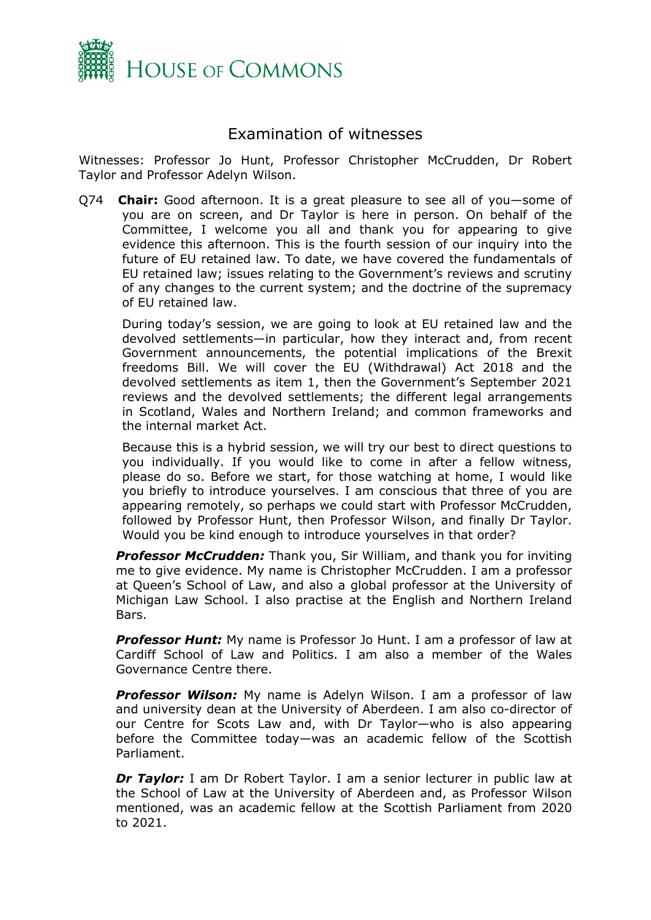# Examination of witnesses

Witnesses: Professor Jo Hunt, Professor Christopher McCrudden, Dr Robert Taylor and Professor Adelyn Wilson.

Q74 **Chair:** Good afternoon. It is a great pleasure to see all of you—some of you are on screen, and Dr Taylor is here in person. On behalf of the Committee, I welcome you all and thank you for appearing to give evidence this afternoon. This is the fourth session of our inquiry into the future of EU retained law. To date, we have covered the fundamentals of EU retained law; issues relating to the Government's reviews and scrutiny of any changes to the current system; and the doctrine of the supremacy of EU retained law.

During today's session, we are going to look at EU retained law and the devolved settlements—in particular, how they interact and, from recent Government announcements, the potential implications of the Brexit freedoms Bill. We will cover the EU (Withdrawal) Act 2018 and the devolved settlements as item 1, then the Government's September 2021 reviews and the devolved settlements; the different legal arrangements in Scotland, Wales and Northern Ireland; and common frameworks and the internal market Act.

Because this is a hybrid session, we will try our best to direct questions to you individually. If you would like to come in after a fellow witness, please do so. Before we start, for those watching at home, I would like you briefly to introduce yourselves. I am conscious that three of you are appearing remotely, so perhaps we could start with Professor McCrudden, followed by Professor Hunt, then Professor Wilson, and finally Dr Taylor. Would you be kind enough to introduce yourselves in that order?

***Professor McCrudden:*** Thank you, Sir William, and thank you for inviting me to give evidence. My name is Christopher McCrudden. I am a professor at Queen's School of Law, and also a global professor at the University of Michigan Law School. I also practise at the English and Northern Ireland Bars.

***Professor Hunt:*** My name is Professor Jo Hunt. I am a professor of law at Cardiff School of Law and Politics. I am also a member of the Wales Governance Centre there.

***Professor Wilson:*** My name is Adelyn Wilson. I am a professor of law and university dean at the University of Aberdeen. I am also co-director of our Centre for Scots Law and, with Dr Taylor—who is also appearing before the Committee today—was an academic fellow of the Scottish Parliament.

***Dr Taylor:*** I am Dr Robert Taylor. I am a senior lecturer in public law at the School of Law at the University of Aberdeen and, as Professor Wilson mentioned, was an academic fellow at the Scottish Parliament from 2020 to 2021.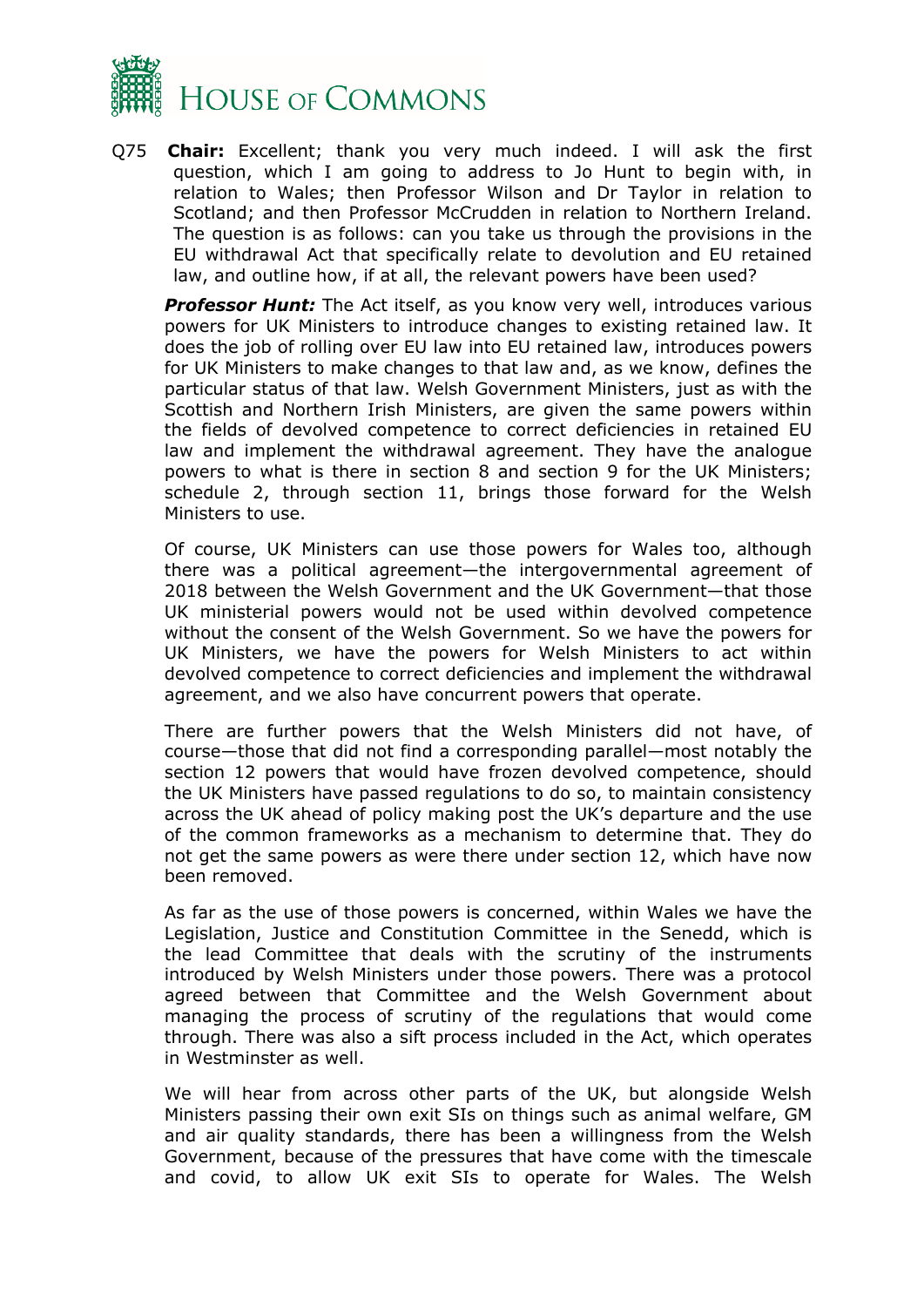Q75 **Chair:** Excellent; thank you very much indeed. I will ask the first question, which I am going to address to Jo Hunt to begin with, in relation to Wales; then Professor Wilson and Dr Taylor in relation to Scotland; and then Professor McCrudden in relation to Northern Ireland. The question is as follows: can you take us through the provisions in the EU withdrawal Act that specifically relate to devolution and EU retained law, and outline how, if at all, the relevant powers have been used?

***Professor Hunt:*** The Act itself, as you know very well, introduces various powers for UK Ministers to introduce changes to existing retained law. It does the job of rolling over EU law into EU retained law, introduces powers for UK Ministers to make changes to that law and, as we know, defines the particular status of that law. Welsh Government Ministers, just as with the Scottish and Northern Irish Ministers, are given the same powers within the fields of devolved competence to correct deficiencies in retained EU law and implement the withdrawal agreement. They have the analogue powers to what is there in section 8 and section 9 for the UK Ministers; schedule 2, through section 11, brings those forward for the Welsh Ministers to use.

Of course, UK Ministers can use those powers for Wales too, although there was a political agreement—the intergovernmental agreement of 2018 between the Welsh Government and the UK Government—that those UK ministerial powers would not be used within devolved competence without the consent of the Welsh Government. So we have the powers for UK Ministers, we have the powers for Welsh Ministers to act within devolved competence to correct deficiencies and implement the withdrawal agreement, and we also have concurrent powers that operate.

There are further powers that the Welsh Ministers did not have, of course—those that did not find a corresponding parallel—most notably the section 12 powers that would have frozen devolved competence, should the UK Ministers have passed regulations to do so, to maintain consistency across the UK ahead of policy making post the UK's departure and the use of the common frameworks as a mechanism to determine that. They do not get the same powers as were there under section 12, which have now been removed.

As far as the use of those powers is concerned, within Wales we have the Legislation, Justice and Constitution Committee in the Senedd, which is the lead Committee that deals with the scrutiny of the instruments introduced by Welsh Ministers under those powers. There was a protocol agreed between that Committee and the Welsh Government about managing the process of scrutiny of the regulations that would come through. There was also a sift process included in the Act, which operates in Westminster as well.

We will hear from across other parts of the UK, but alongside Welsh Ministers passing their own exit SIs on things such as animal welfare, GM and air quality standards, there has been a willingness from the Welsh Government, because of the pressures that have come with the timescale and covid, to allow UK exit SIs to operate for Wales. The Welsh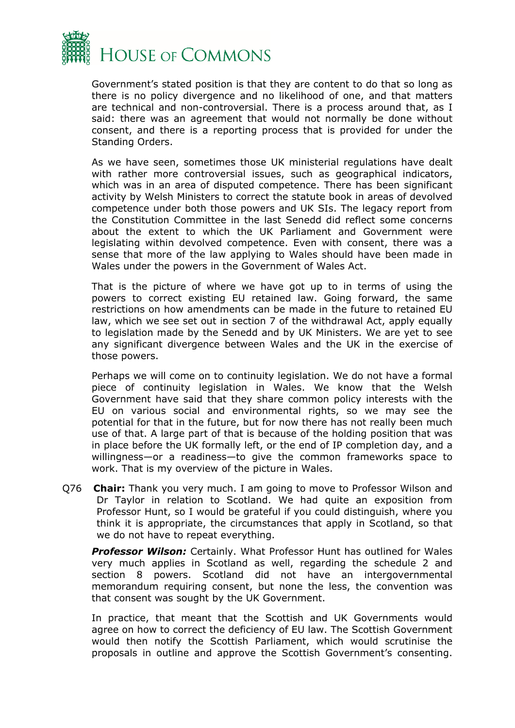Government's stated position is that they are content to do that so long as there is no policy divergence and no likelihood of one, and that matters are technical and non-controversial. There is a process around that, as I said: there was an agreement that would not normally be done without consent, and there is a reporting process that is provided for under the Standing Orders.

As we have seen, sometimes those UK ministerial regulations have dealt with rather more controversial issues, such as geographical indicators, which was in an area of disputed competence. There has been significant activity by Welsh Ministers to correct the statute book in areas of devolved competence under both those powers and UK SIs. The legacy report from the Constitution Committee in the last Senedd did reflect some concerns about the extent to which the UK Parliament and Government were legislating within devolved competence. Even with consent, there was a sense that more of the law applying to Wales should have been made in Wales under the powers in the Government of Wales Act.

That is the picture of where we have got up to in terms of using the powers to correct existing EU retained law. Going forward, the same restrictions on how amendments can be made in the future to retained EU law, which we see set out in section 7 of the withdrawal Act, apply equally to legislation made by the Senedd and by UK Ministers. We are yet to see any significant divergence between Wales and the UK in the exercise of those powers.

Perhaps we will come on to continuity legislation. We do not have a formal piece of continuity legislation in Wales. We know that the Welsh Government have said that they share common policy interests with the EU on various social and environmental rights, so we may see the potential for that in the future, but for now there has not really been much use of that. A large part of that is because of the holding position that was in place before the UK formally left, or the end of IP completion day, and a willingness—or a readiness—to give the common frameworks space to work. That is my overview of the picture in Wales.

Q76 **Chair:** Thank you very much. I am going to move to Professor Wilson and Dr Taylor in relation to Scotland. We had quite an exposition from Professor Hunt, so I would be grateful if you could distinguish, where you think it is appropriate, the circumstances that apply in Scotland, so that we do not have to repeat everything.

***Professor Wilson:*** Certainly. What Professor Hunt has outlined for Wales very much applies in Scotland as well, regarding the schedule 2 and section 8 powers. Scotland did not have an intergovernmental memorandum requiring consent, but none the less, the convention was that consent was sought by the UK Government.

In practice, that meant that the Scottish and UK Governments would agree on how to correct the deficiency of EU law. The Scottish Government would then notify the Scottish Parliament, which would scrutinise the proposals in outline and approve the Scottish Government's consenting.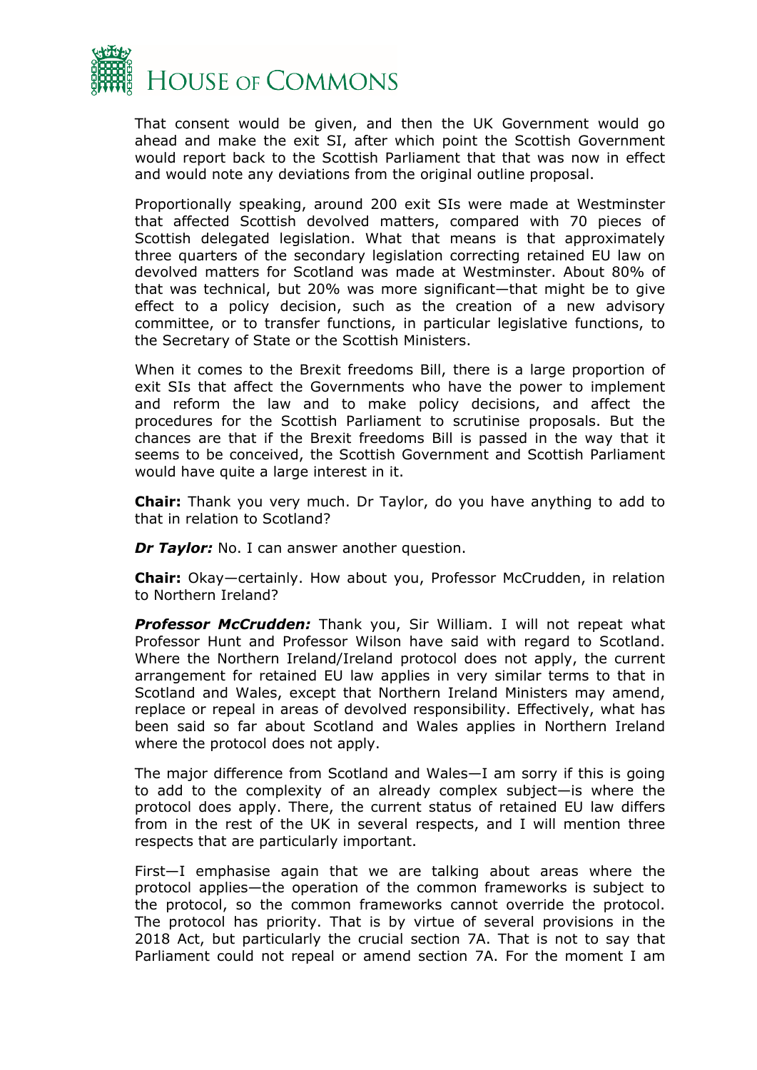That consent would be given, and then the UK Government would go ahead and make the exit SI, after which point the Scottish Government would report back to the Scottish Parliament that that was now in effect and would note any deviations from the original outline proposal.

Proportionally speaking, around 200 exit SIs were made at Westminster that affected Scottish devolved matters, compared with 70 pieces of Scottish delegated legislation. What that means is that approximately three quarters of the secondary legislation correcting retained EU law on devolved matters for Scotland was made at Westminster. About 80% of that was technical, but 20% was more significant—that might be to give effect to a policy decision, such as the creation of a new advisory committee, or to transfer functions, in particular legislative functions, to the Secretary of State or the Scottish Ministers.

When it comes to the Brexit freedoms Bill, there is a large proportion of exit SIs that affect the Governments who have the power to implement and reform the law and to make policy decisions, and affect the procedures for the Scottish Parliament to scrutinise proposals. But the chances are that if the Brexit freedoms Bill is passed in the way that it seems to be conceived, the Scottish Government and Scottish Parliament would have quite a large interest in it.

**Chair:** Thank you very much. Dr Taylor, do you have anything to add to that in relation to Scotland?

***Dr Taylor:*** No. I can answer another question.

**Chair:** Okay—certainly. How about you, Professor McCrudden, in relation to Northern Ireland?

***Professor McCrudden:*** Thank you, Sir William. I will not repeat what Professor Hunt and Professor Wilson have said with regard to Scotland. Where the Northern Ireland/Ireland protocol does not apply, the current arrangement for retained EU law applies in very similar terms to that in Scotland and Wales, except that Northern Ireland Ministers may amend, replace or repeal in areas of devolved responsibility. Effectively, what has been said so far about Scotland and Wales applies in Northern Ireland where the protocol does not apply.

The major difference from Scotland and Wales—I am sorry if this is going to add to the complexity of an already complex subject—is where the protocol does apply. There, the current status of retained EU law differs from in the rest of the UK in several respects, and I will mention three respects that are particularly important.

First—I emphasise again that we are talking about areas where the protocol applies—the operation of the common frameworks is subject to the protocol, so the common frameworks cannot override the protocol. The protocol has priority. That is by virtue of several provisions in the 2018 Act, but particularly the crucial section 7A. That is not to say that Parliament could not repeal or amend section 7A. For the moment I am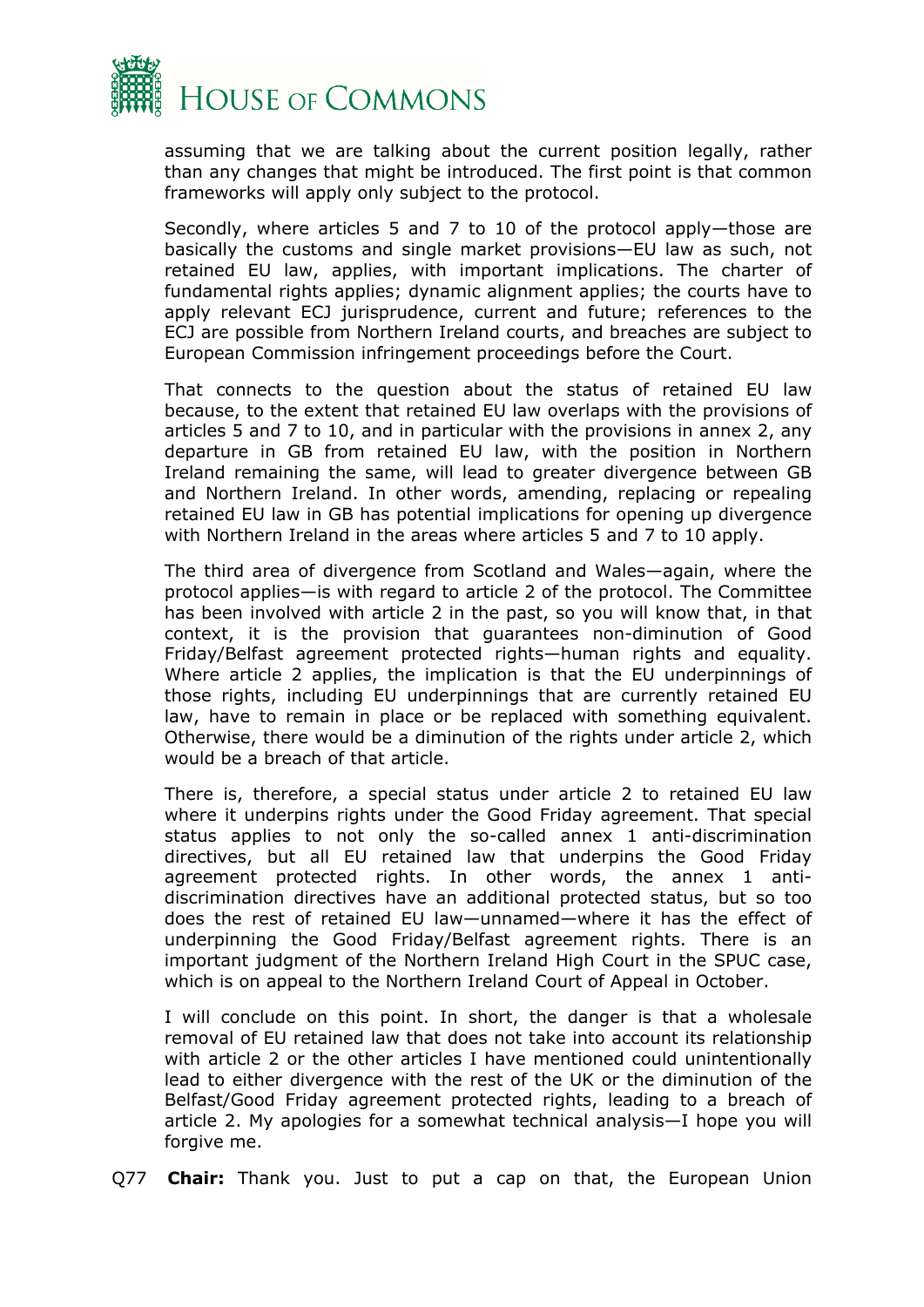assuming that we are talking about the current position legally, rather than any changes that might be introduced. The first point is that common frameworks will apply only subject to the protocol.

Secondly, where articles 5 and 7 to 10 of the protocol apply—those are basically the customs and single market provisions—EU law as such, not retained EU law, applies, with important implications. The charter of fundamental rights applies; dynamic alignment applies; the courts have to apply relevant ECJ jurisprudence, current and future; references to the ECJ are possible from Northern Ireland courts, and breaches are subject to European Commission infringement proceedings before the Court.

That connects to the question about the status of retained EU law because, to the extent that retained EU law overlaps with the provisions of articles 5 and 7 to 10, and in particular with the provisions in annex 2, any departure in GB from retained EU law, with the position in Northern Ireland remaining the same, will lead to greater divergence between GB and Northern Ireland. In other words, amending, replacing or repealing retained EU law in GB has potential implications for opening up divergence with Northern Ireland in the areas where articles 5 and 7 to 10 apply.

The third area of divergence from Scotland and Wales—again, where the protocol applies—is with regard to article 2 of the protocol. The Committee has been involved with article 2 in the past, so you will know that, in that context, it is the provision that guarantees non-diminution of Good Friday/Belfast agreement protected rights—human rights and equality. Where article 2 applies, the implication is that the EU underpinnings of those rights, including EU underpinnings that are currently retained EU law, have to remain in place or be replaced with something equivalent. Otherwise, there would be a diminution of the rights under article 2, which would be a breach of that article.

There is, therefore, a special status under article 2 to retained EU law where it underpins rights under the Good Friday agreement. That special status applies to not only the so-called annex 1 anti-discrimination directives, but all EU retained law that underpins the Good Friday agreement protected rights. In other words, the annex 1 anti-discrimination directives have an additional protected status, but so too does the rest of retained EU law—unnamed—where it has the effect of underpinning the Good Friday/Belfast agreement rights. There is an important judgment of the Northern Ireland High Court in the SPUC case, which is on appeal to the Northern Ireland Court of Appeal in October.

I will conclude on this point. In short, the danger is that a wholesale removal of EU retained law that does not take into account its relationship with article 2 or the other articles I have mentioned could unintentionally lead to either divergence with the rest of the UK or the diminution of the Belfast/Good Friday agreement protected rights, leading to a breach of article 2. My apologies for a somewhat technical analysis—I hope you will forgive me.

Q77 **Chair:** Thank you. Just to put a cap on that, the European Union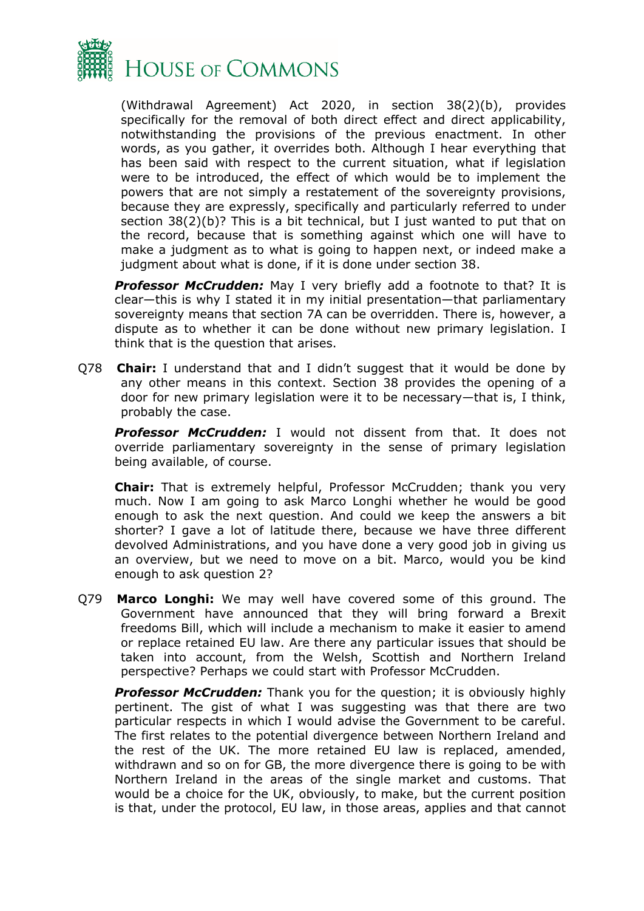(Withdrawal Agreement) Act 2020, in section 38(2)(b), provides specifically for the removal of both direct effect and direct applicability, notwithstanding the provisions of the previous enactment. In other words, as you gather, it overrides both. Although I hear everything that has been said with respect to the current situation, what if legislation were to be introduced, the effect of which would be to implement the powers that are not simply a restatement of the sovereignty provisions, because they are expressly, specifically and particularly referred to under section 38(2)(b)? This is a bit technical, but I just wanted to put that on the record, because that is something against which one will have to make a judgment as to what is going to happen next, or indeed make a judgment about what is done, if it is done under section 38.

***Professor McCrudden:*** May I very briefly add a footnote to that? It is clear—this is why I stated it in my initial presentation—that parliamentary sovereignty means that section 7A can be overridden. There is, however, a dispute as to whether it can be done without new primary legislation. I think that is the question that arises.

Q78 **Chair:** I understand that and I didn't suggest that it would be done by any other means in this context. Section 38 provides the opening of a door for new primary legislation were it to be necessary—that is, I think, probably the case.

***Professor McCrudden:*** I would not dissent from that. It does not override parliamentary sovereignty in the sense of primary legislation being available, of course.

**Chair:** That is extremely helpful, Professor McCrudden; thank you very much. Now I am going to ask Marco Longhi whether he would be good enough to ask the next question. And could we keep the answers a bit shorter? I gave a lot of latitude there, because we have three different devolved Administrations, and you have done a very good job in giving us an overview, but we need to move on a bit. Marco, would you be kind enough to ask question 2?

Q79 **Marco Longhi:** We may well have covered some of this ground. The Government have announced that they will bring forward a Brexit freedoms Bill, which will include a mechanism to make it easier to amend or replace retained EU law. Are there any particular issues that should be taken into account, from the Welsh, Scottish and Northern Ireland perspective? Perhaps we could start with Professor McCrudden.

***Professor McCrudden:*** Thank you for the question; it is obviously highly pertinent. The gist of what I was suggesting was that there are two particular respects in which I would advise the Government to be careful. The first relates to the potential divergence between Northern Ireland and the rest of the UK. The more retained EU law is replaced, amended, withdrawn and so on for GB, the more divergence there is going to be with Northern Ireland in the areas of the single market and customs. That would be a choice for the UK, obviously, to make, but the current position is that, under the protocol, EU law, in those areas, applies and that cannot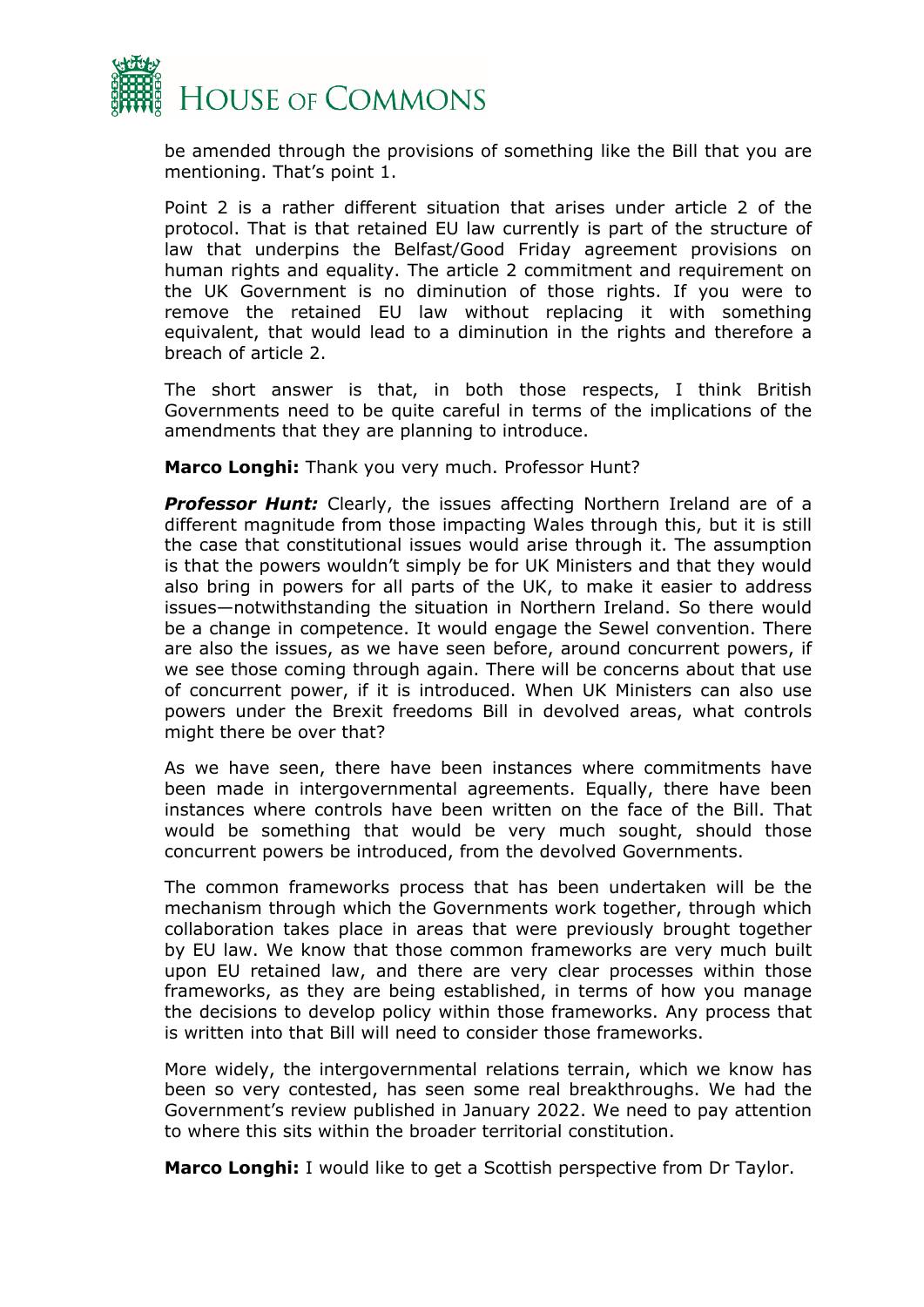be amended through the provisions of something like the Bill that you are mentioning. That's point 1.

Point 2 is a rather different situation that arises under article 2 of the protocol. That is that retained EU law currently is part of the structure of law that underpins the Belfast/Good Friday agreement provisions on human rights and equality. The article 2 commitment and requirement on the UK Government is no diminution of those rights. If you were to remove the retained EU law without replacing it with something equivalent, that would lead to a diminution in the rights and therefore a breach of article 2.

The short answer is that, in both those respects, I think British Governments need to be quite careful in terms of the implications of the amendments that they are planning to introduce.

**Marco Longhi:** Thank you very much. Professor Hunt?

***Professor Hunt:*** Clearly, the issues affecting Northern Ireland are of a different magnitude from those impacting Wales through this, but it is still the case that constitutional issues would arise through it. The assumption is that the powers wouldn't simply be for UK Ministers and that they would also bring in powers for all parts of the UK, to make it easier to address issues—notwithstanding the situation in Northern Ireland. So there would be a change in competence. It would engage the Sewel convention. There are also the issues, as we have seen before, around concurrent powers, if we see those coming through again. There will be concerns about that use of concurrent power, if it is introduced. When UK Ministers can also use powers under the Brexit freedoms Bill in devolved areas, what controls might there be over that?

As we have seen, there have been instances where commitments have been made in intergovernmental agreements. Equally, there have been instances where controls have been written on the face of the Bill. That would be something that would be very much sought, should those concurrent powers be introduced, from the devolved Governments.

The common frameworks process that has been undertaken will be the mechanism through which the Governments work together, through which collaboration takes place in areas that were previously brought together by EU law. We know that those common frameworks are very much built upon EU retained law, and there are very clear processes within those frameworks, as they are being established, in terms of how you manage the decisions to develop policy within those frameworks. Any process that is written into that Bill will need to consider those frameworks.

More widely, the intergovernmental relations terrain, which we know has been so very contested, has seen some real breakthroughs. We had the Government's review published in January 2022. We need to pay attention to where this sits within the broader territorial constitution.

**Marco Longhi:** I would like to get a Scottish perspective from Dr Taylor.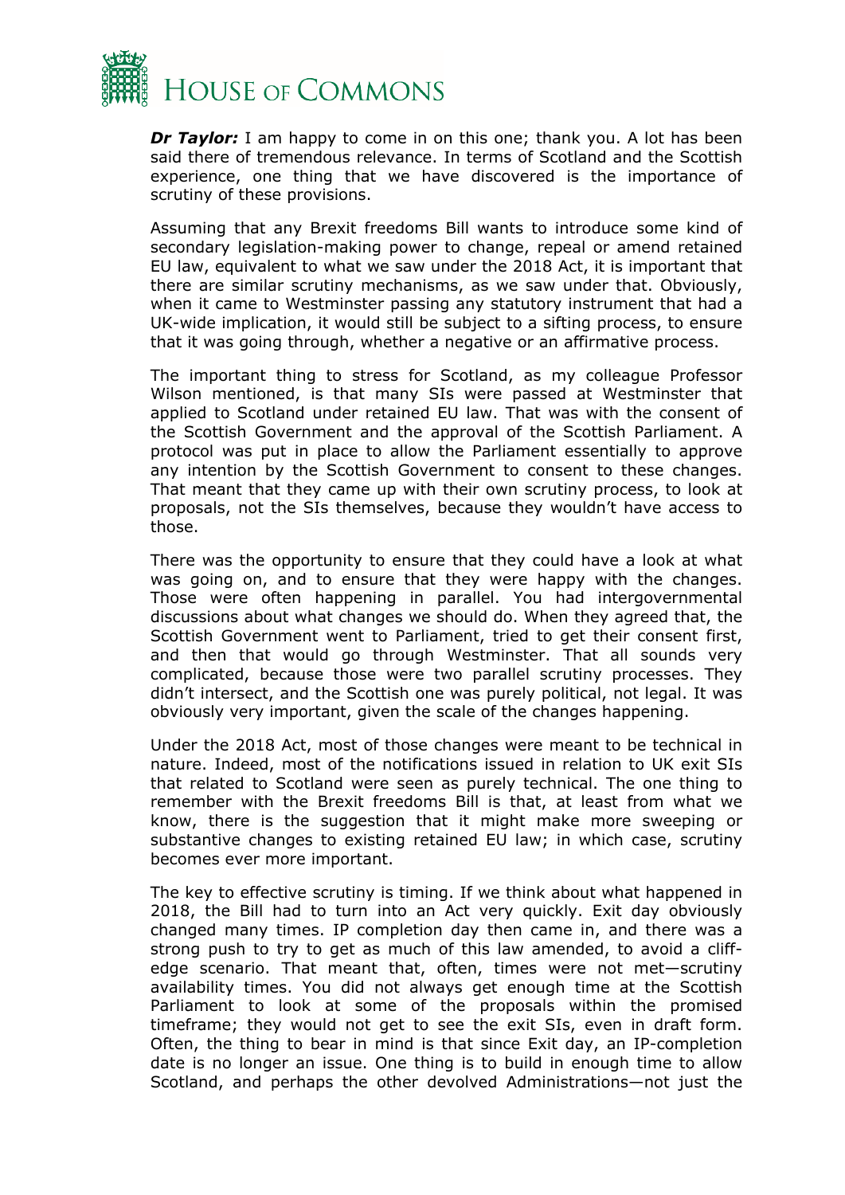***Dr Taylor:*** I am happy to come in on this one; thank you. A lot has been said there of tremendous relevance. In terms of Scotland and the Scottish experience, one thing that we have discovered is the importance of scrutiny of these provisions.

Assuming that any Brexit freedoms Bill wants to introduce some kind of secondary legislation-making power to change, repeal or amend retained EU law, equivalent to what we saw under the 2018 Act, it is important that there are similar scrutiny mechanisms, as we saw under that. Obviously, when it came to Westminster passing any statutory instrument that had a UK-wide implication, it would still be subject to a sifting process, to ensure that it was going through, whether a negative or an affirmative process.

The important thing to stress for Scotland, as my colleague Professor Wilson mentioned, is that many SIs were passed at Westminster that applied to Scotland under retained EU law. That was with the consent of the Scottish Government and the approval of the Scottish Parliament. A protocol was put in place to allow the Parliament essentially to approve any intention by the Scottish Government to consent to these changes. That meant that they came up with their own scrutiny process, to look at proposals, not the SIs themselves, because they wouldn't have access to those.

There was the opportunity to ensure that they could have a look at what was going on, and to ensure that they were happy with the changes. Those were often happening in parallel. You had intergovernmental discussions about what changes we should do. When they agreed that, the Scottish Government went to Parliament, tried to get their consent first, and then that would go through Westminster. That all sounds very complicated, because those were two parallel scrutiny processes. They didn't intersect, and the Scottish one was purely political, not legal. It was obviously very important, given the scale of the changes happening.

Under the 2018 Act, most of those changes were meant to be technical in nature. Indeed, most of the notifications issued in relation to UK exit SIs that related to Scotland were seen as purely technical. The one thing to remember with the Brexit freedoms Bill is that, at least from what we know, there is the suggestion that it might make more sweeping or substantive changes to existing retained EU law; in which case, scrutiny becomes ever more important.

The key to effective scrutiny is timing. If we think about what happened in 2018, the Bill had to turn into an Act very quickly. Exit day obviously changed many times. IP completion day then came in, and there was a strong push to try to get as much of this law amended, to avoid a cliff-edge scenario. That meant that, often, times were not met—scrutiny availability times. You did not always get enough time at the Scottish Parliament to look at some of the proposals within the promised timeframe; they would not get to see the exit SIs, even in draft form. Often, the thing to bear in mind is that since Exit day, an IP-completion date is no longer an issue. One thing is to build in enough time to allow Scotland, and perhaps the other devolved Administrations—not just the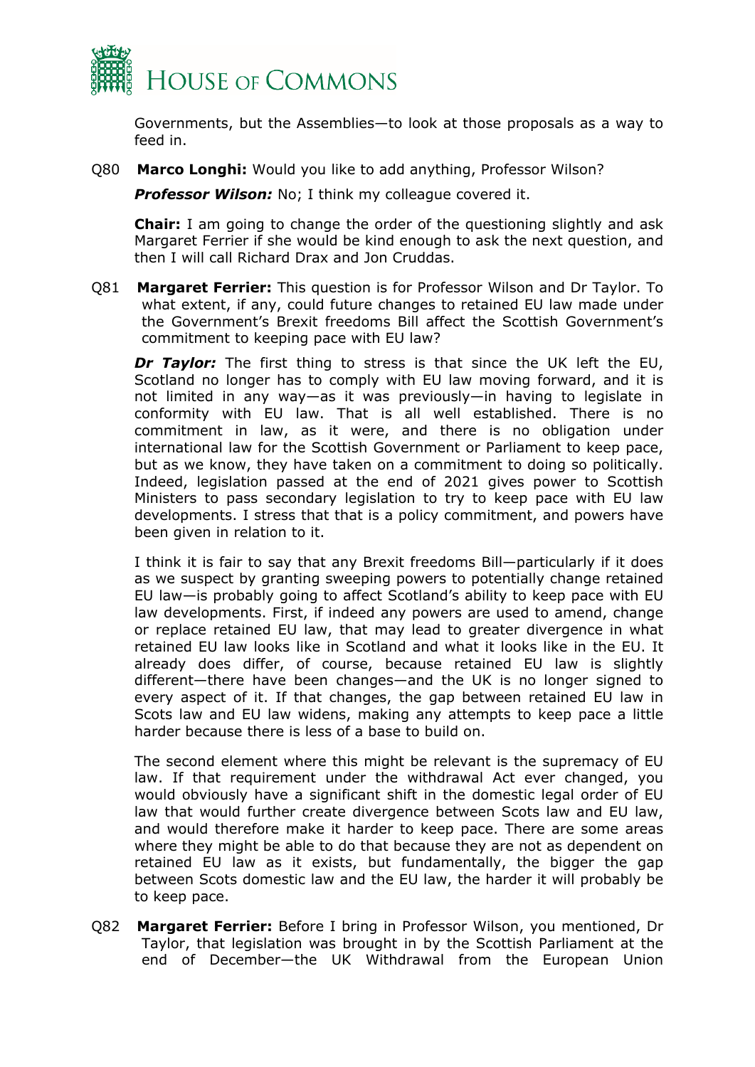Governments, but the Assemblies—to look at those proposals as a way to feed in.

Q80 **Marco Longhi:** Would you like to add anything, Professor Wilson?

***Professor Wilson:*** No; I think my colleague covered it.

**Chair:** I am going to change the order of the questioning slightly and ask Margaret Ferrier if she would be kind enough to ask the next question, and then I will call Richard Drax and Jon Cruddas.

Q81 **Margaret Ferrier:** This question is for Professor Wilson and Dr Taylor. To what extent, if any, could future changes to retained EU law made under the Government's Brexit freedoms Bill affect the Scottish Government's commitment to keeping pace with EU law?

***Dr Taylor:*** The first thing to stress is that since the UK left the EU, Scotland no longer has to comply with EU law moving forward, and it is not limited in any way—as it was previously—in having to legislate in conformity with EU law. That is all well established. There is no commitment in law, as it were, and there is no obligation under international law for the Scottish Government or Parliament to keep pace, but as we know, they have taken on a commitment to doing so politically. Indeed, legislation passed at the end of 2021 gives power to Scottish Ministers to pass secondary legislation to try to keep pace with EU law developments. I stress that that is a policy commitment, and powers have been given in relation to it.

I think it is fair to say that any Brexit freedoms Bill—particularly if it does as we suspect by granting sweeping powers to potentially change retained EU law—is probably going to affect Scotland's ability to keep pace with EU law developments. First, if indeed any powers are used to amend, change or replace retained EU law, that may lead to greater divergence in what retained EU law looks like in Scotland and what it looks like in the EU. It already does differ, of course, because retained EU law is slightly different—there have been changes—and the UK is no longer signed to every aspect of it. If that changes, the gap between retained EU law in Scots law and EU law widens, making any attempts to keep pace a little harder because there is less of a base to build on.

The second element where this might be relevant is the supremacy of EU law. If that requirement under the withdrawal Act ever changed, you would obviously have a significant shift in the domestic legal order of EU law that would further create divergence between Scots law and EU law, and would therefore make it harder to keep pace. There are some areas where they might be able to do that because they are not as dependent on retained EU law as it exists, but fundamentally, the bigger the gap between Scots domestic law and the EU law, the harder it will probably be to keep pace.

Q82 **Margaret Ferrier:** Before I bring in Professor Wilson, you mentioned, Dr Taylor, that legislation was brought in by the Scottish Parliament at the end of December—the UK Withdrawal from the European Union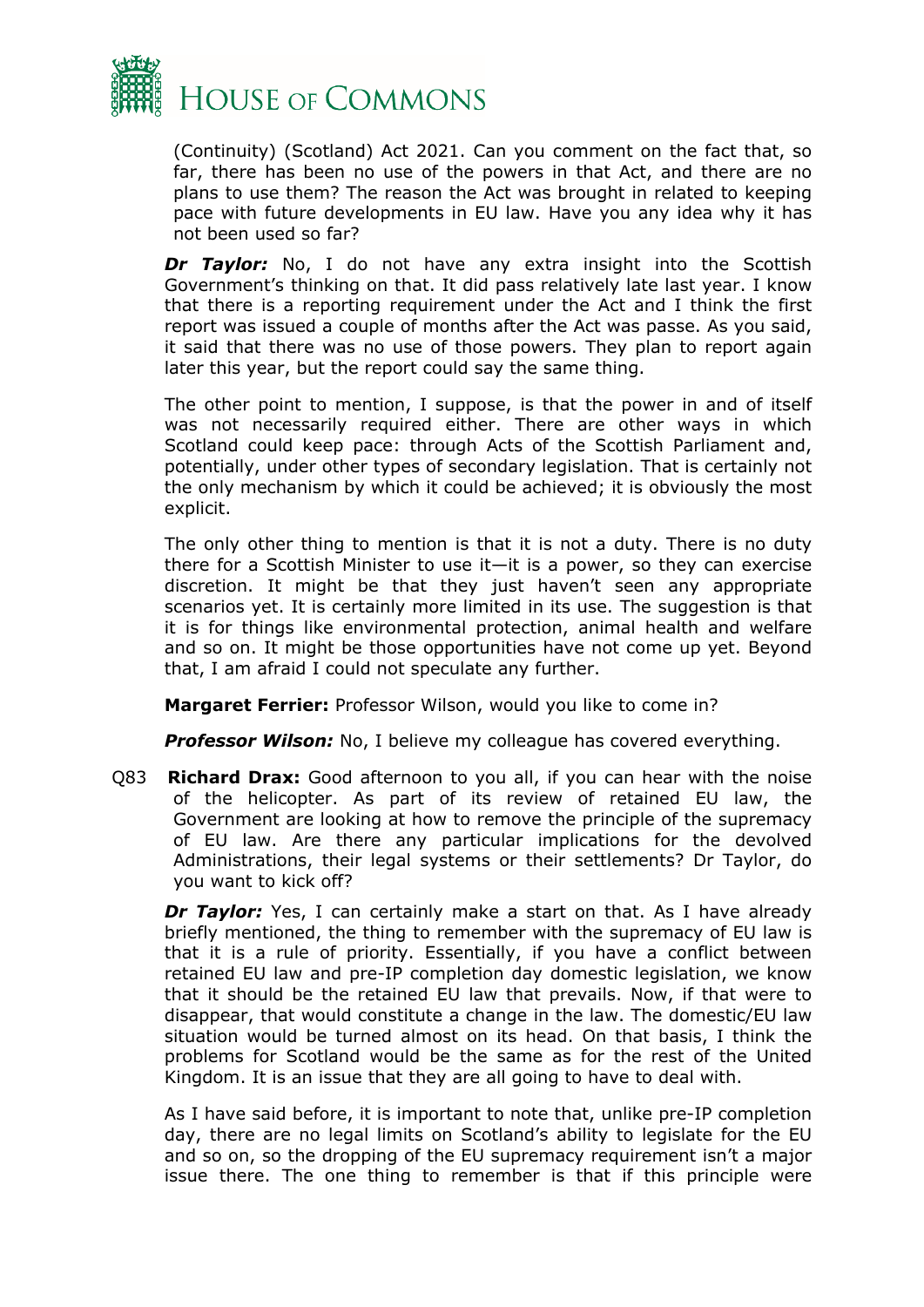(Continuity) (Scotland) Act 2021. Can you comment on the fact that, so far, there has been no use of the powers in that Act, and there are no plans to use them? The reason the Act was brought in related to keeping pace with future developments in EU law. Have you any idea why it has not been used so far?

***Dr Taylor:*** No, I do not have any extra insight into the Scottish Government's thinking on that. It did pass relatively late last year. I know that there is a reporting requirement under the Act and I think the first report was issued a couple of months after the Act was passe. As you said, it said that there was no use of those powers. They plan to report again later this year, but the report could say the same thing.

The other point to mention, I suppose, is that the power in and of itself was not necessarily required either. There are other ways in which Scotland could keep pace: through Acts of the Scottish Parliament and, potentially, under other types of secondary legislation. That is certainly not the only mechanism by which it could be achieved; it is obviously the most explicit.

The only other thing to mention is that it is not a duty. There is no duty there for a Scottish Minister to use it—it is a power, so they can exercise discretion. It might be that they just haven't seen any appropriate scenarios yet. It is certainly more limited in its use. The suggestion is that it is for things like environmental protection, animal health and welfare and so on. It might be those opportunities have not come up yet. Beyond that, I am afraid I could not speculate any further.

**Margaret Ferrier:** Professor Wilson, would you like to come in?

***Professor Wilson:*** No, I believe my colleague has covered everything.

Q83 **Richard Drax:** Good afternoon to you all, if you can hear with the noise of the helicopter. As part of its review of retained EU law, the Government are looking at how to remove the principle of the supremacy of EU law. Are there any particular implications for the devolved Administrations, their legal systems or their settlements? Dr Taylor, do you want to kick off?

***Dr Taylor:*** Yes, I can certainly make a start on that. As I have already briefly mentioned, the thing to remember with the supremacy of EU law is that it is a rule of priority. Essentially, if you have a conflict between retained EU law and pre-IP completion day domestic legislation, we know that it should be the retained EU law that prevails. Now, if that were to disappear, that would constitute a change in the law. The domestic/EU law situation would be turned almost on its head. On that basis, I think the problems for Scotland would be the same as for the rest of the United Kingdom. It is an issue that they are all going to have to deal with.

As I have said before, it is important to note that, unlike pre-IP completion day, there are no legal limits on Scotland's ability to legislate for the EU and so on, so the dropping of the EU supremacy requirement isn't a major issue there. The one thing to remember is that if this principle were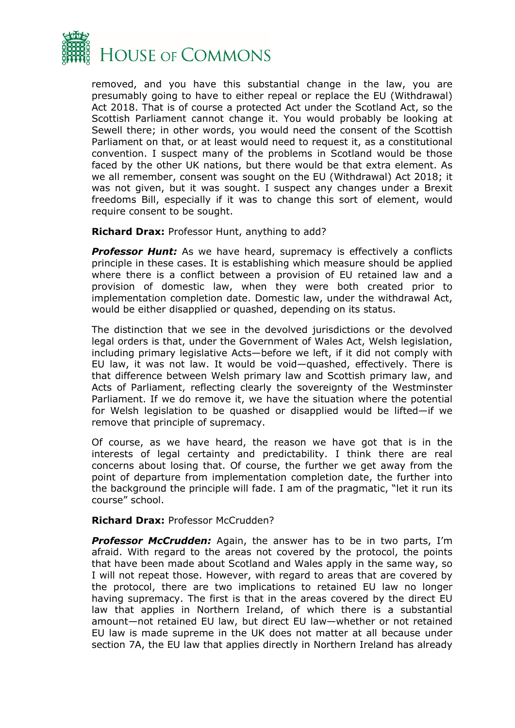removed, and you have this substantial change in the law, you are presumably going to have to either repeal or replace the EU (Withdrawal) Act 2018. That is of course a protected Act under the Scotland Act, so the Scottish Parliament cannot change it. You would probably be looking at Sewell there; in other words, you would need the consent of the Scottish Parliament on that, or at least would need to request it, as a constitutional convention. I suspect many of the problems in Scotland would be those faced by the other UK nations, but there would be that extra element. As we all remember, consent was sought on the EU (Withdrawal) Act 2018; it was not given, but it was sought. I suspect any changes under a Brexit freedoms Bill, especially if it was to change this sort of element, would require consent to be sought.

**Richard Drax:** Professor Hunt, anything to add?

***Professor Hunt:*** As we have heard, supremacy is effectively a conflicts principle in these cases. It is establishing which measure should be applied where there is a conflict between a provision of EU retained law and a provision of domestic law, when they were both created prior to implementation completion date. Domestic law, under the withdrawal Act, would be either disapplied or quashed, depending on its status.

The distinction that we see in the devolved jurisdictions or the devolved legal orders is that, under the Government of Wales Act, Welsh legislation, including primary legislative Acts—before we left, if it did not comply with EU law, it was not law. It would be void—quashed, effectively. There is that difference between Welsh primary law and Scottish primary law, and Acts of Parliament, reflecting clearly the sovereignty of the Westminster Parliament. If we do remove it, we have the situation where the potential for Welsh legislation to be quashed or disapplied would be lifted—if we remove that principle of supremacy.

Of course, as we have heard, the reason we have got that is in the interests of legal certainty and predictability. I think there are real concerns about losing that. Of course, the further we get away from the point of departure from implementation completion date, the further into the background the principle will fade. I am of the pragmatic, "let it run its course" school.

**Richard Drax:** Professor McCrudden?

***Professor McCrudden:*** Again, the answer has to be in two parts, I'm afraid. With regard to the areas not covered by the protocol, the points that have been made about Scotland and Wales apply in the same way, so I will not repeat those. However, with regard to areas that are covered by the protocol, there are two implications to retained EU law no longer having supremacy. The first is that in the areas covered by the direct EU law that applies in Northern Ireland, of which there is a substantial amount—not retained EU law, but direct EU law—whether or not retained EU law is made supreme in the UK does not matter at all because under section 7A, the EU law that applies directly in Northern Ireland has already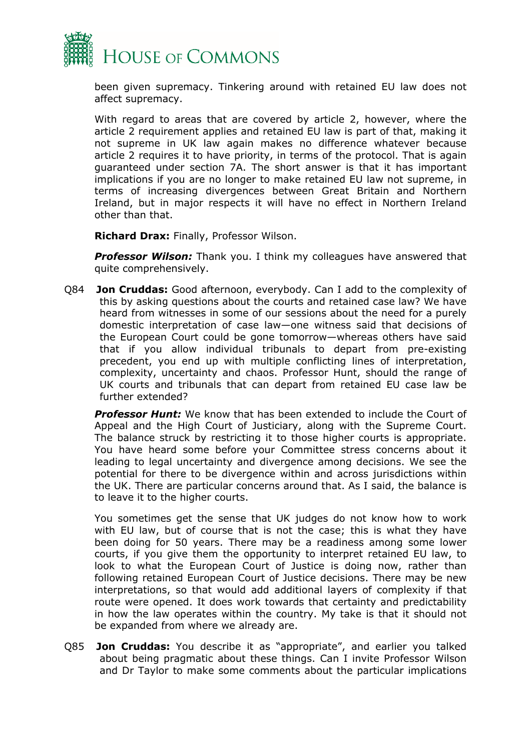been given supremacy. Tinkering around with retained EU law does not affect supremacy.

With regard to areas that are covered by article 2, however, where the article 2 requirement applies and retained EU law is part of that, making it not supreme in UK law again makes no difference whatever because article 2 requires it to have priority, in terms of the protocol. That is again guaranteed under section 7A. The short answer is that it has important implications if you are no longer to make retained EU law not supreme, in terms of increasing divergences between Great Britain and Northern Ireland, but in major respects it will have no effect in Northern Ireland other than that.

**Richard Drax:** Finally, Professor Wilson.

***Professor Wilson:*** Thank you. I think my colleagues have answered that quite comprehensively.

Q84 **Jon Cruddas:** Good afternoon, everybody. Can I add to the complexity of this by asking questions about the courts and retained case law? We have heard from witnesses in some of our sessions about the need for a purely domestic interpretation of case law—one witness said that decisions of the European Court could be gone tomorrow—whereas others have said that if you allow individual tribunals to depart from pre-existing precedent, you end up with multiple conflicting lines of interpretation, complexity, uncertainty and chaos. Professor Hunt, should the range of UK courts and tribunals that can depart from retained EU case law be further extended?

***Professor Hunt:*** We know that has been extended to include the Court of Appeal and the High Court of Justiciary, along with the Supreme Court. The balance struck by restricting it to those higher courts is appropriate. You have heard some before your Committee stress concerns about it leading to legal uncertainty and divergence among decisions. We see the potential for there to be divergence within and across jurisdictions within the UK. There are particular concerns around that. As I said, the balance is to leave it to the higher courts.

You sometimes get the sense that UK judges do not know how to work with EU law, but of course that is not the case; this is what they have been doing for 50 years. There may be a readiness among some lower courts, if you give them the opportunity to interpret retained EU law, to look to what the European Court of Justice is doing now, rather than following retained European Court of Justice decisions. There may be new interpretations, so that would add additional layers of complexity if that route were opened. It does work towards that certainty and predictability in how the law operates within the country. My take is that it should not be expanded from where we already are.

Q85 **Jon Cruddas:** You describe it as "appropriate", and earlier you talked about being pragmatic about these things. Can I invite Professor Wilson and Dr Taylor to make some comments about the particular implications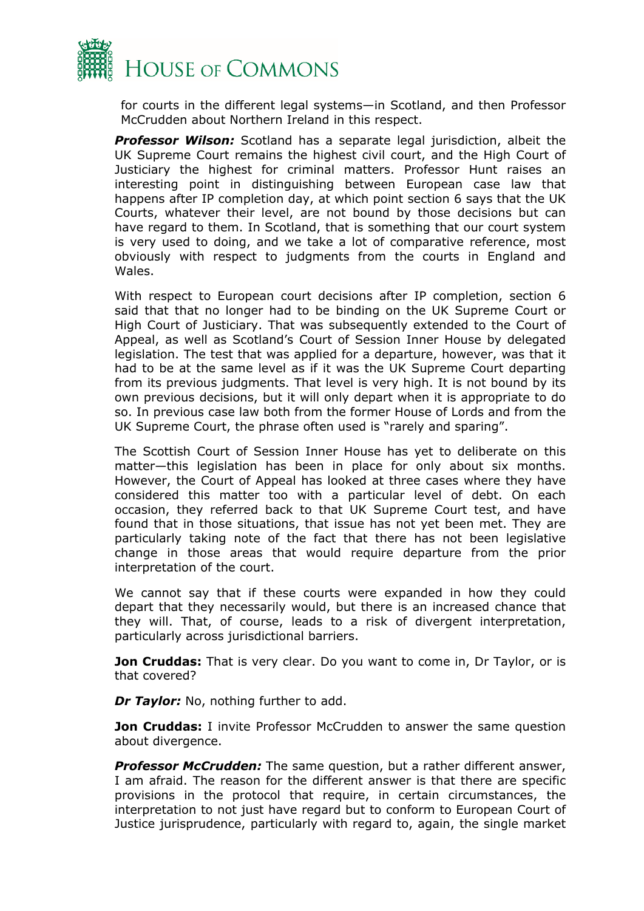for courts in the different legal systems—in Scotland, and then Professor McCrudden about Northern Ireland in this respect.

***Professor Wilson:*** Scotland has a separate legal jurisdiction, albeit the UK Supreme Court remains the highest civil court, and the High Court of Justiciary the highest for criminal matters. Professor Hunt raises an interesting point in distinguishing between European case law that happens after IP completion day, at which point section 6 says that the UK Courts, whatever their level, are not bound by those decisions but can have regard to them. In Scotland, that is something that our court system is very used to doing, and we take a lot of comparative reference, most obviously with respect to judgments from the courts in England and Wales.

With respect to European court decisions after IP completion, section 6 said that that no longer had to be binding on the UK Supreme Court or High Court of Justiciary. That was subsequently extended to the Court of Appeal, as well as Scotland's Court of Session Inner House by delegated legislation. The test that was applied for a departure, however, was that it had to be at the same level as if it was the UK Supreme Court departing from its previous judgments. That level is very high. It is not bound by its own previous decisions, but it will only depart when it is appropriate to do so. In previous case law both from the former House of Lords and from the UK Supreme Court, the phrase often used is "rarely and sparing".

The Scottish Court of Session Inner House has yet to deliberate on this matter—this legislation has been in place for only about six months. However, the Court of Appeal has looked at three cases where they have considered this matter too with a particular level of debt. On each occasion, they referred back to that UK Supreme Court test, and have found that in those situations, that issue has not yet been met. They are particularly taking note of the fact that there has not been legislative change in those areas that would require departure from the prior interpretation of the court.

We cannot say that if these courts were expanded in how they could depart that they necessarily would, but there is an increased chance that they will. That, of course, leads to a risk of divergent interpretation, particularly across jurisdictional barriers.

**Jon Cruddas:** That is very clear. Do you want to come in, Dr Taylor, or is that covered?

***Dr Taylor:*** No, nothing further to add.

**Jon Cruddas:** I invite Professor McCrudden to answer the same question about divergence.

***Professor McCrudden:*** The same question, but a rather different answer, I am afraid. The reason for the different answer is that there are specific provisions in the protocol that require, in certain circumstances, the interpretation to not just have regard but to conform to European Court of Justice jurisprudence, particularly with regard to, again, the single market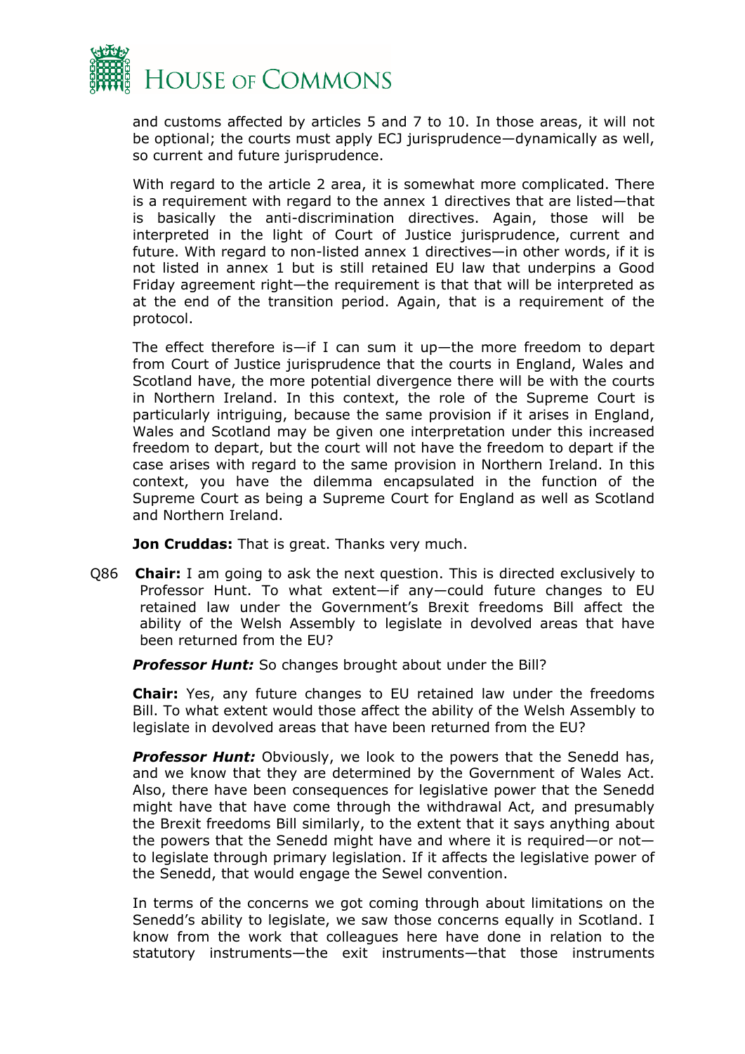and customs affected by articles 5 and 7 to 10. In those areas, it will not be optional; the courts must apply ECJ jurisprudence—dynamically as well, so current and future jurisprudence.

With regard to the article 2 area, it is somewhat more complicated. There is a requirement with regard to the annex 1 directives that are listed—that is basically the anti-discrimination directives. Again, those will be interpreted in the light of Court of Justice jurisprudence, current and future. With regard to non-listed annex 1 directives—in other words, if it is not listed in annex 1 but is still retained EU law that underpins a Good Friday agreement right—the requirement is that that will be interpreted as at the end of the transition period. Again, that is a requirement of the protocol.

The effect therefore is—if I can sum it up—the more freedom to depart from Court of Justice jurisprudence that the courts in England, Wales and Scotland have, the more potential divergence there will be with the courts in Northern Ireland. In this context, the role of the Supreme Court is particularly intriguing, because the same provision if it arises in England, Wales and Scotland may be given one interpretation under this increased freedom to depart, but the court will not have the freedom to depart if the case arises with regard to the same provision in Northern Ireland. In this context, you have the dilemma encapsulated in the function of the Supreme Court as being a Supreme Court for England as well as Scotland and Northern Ireland.

**Jon Cruddas:** That is great. Thanks very much.

Q86 **Chair:** I am going to ask the next question. This is directed exclusively to Professor Hunt. To what extent—if any—could future changes to EU retained law under the Government's Brexit freedoms Bill affect the ability of the Welsh Assembly to legislate in devolved areas that have been returned from the EU?

***Professor Hunt:*** So changes brought about under the Bill?

**Chair:** Yes, any future changes to EU retained law under the freedoms Bill. To what extent would those affect the ability of the Welsh Assembly to legislate in devolved areas that have been returned from the EU?

***Professor Hunt:*** Obviously, we look to the powers that the Senedd has, and we know that they are determined by the Government of Wales Act. Also, there have been consequences for legislative power that the Senedd might have that have come through the withdrawal Act, and presumably the Brexit freedoms Bill similarly, to the extent that it says anything about the powers that the Senedd might have and where it is required—or not—to legislate through primary legislation. If it affects the legislative power of the Senedd, that would engage the Sewel convention.

In terms of the concerns we got coming through about limitations on the Senedd's ability to legislate, we saw those concerns equally in Scotland. I know from the work that colleagues here have done in relation to the statutory instruments—the exit instruments—that those instruments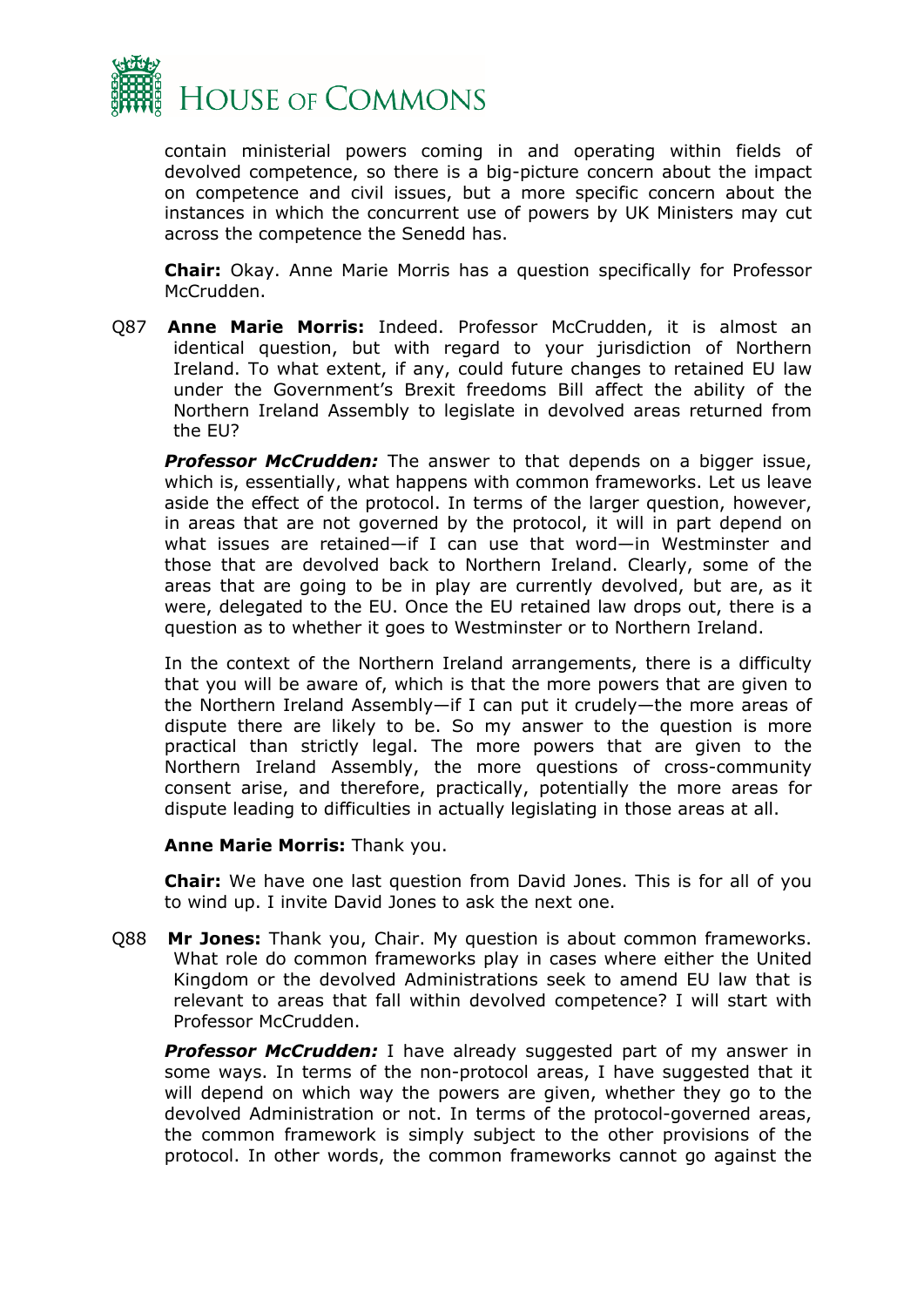contain ministerial powers coming in and operating within fields of devolved competence, so there is a big-picture concern about the impact on competence and civil issues, but a more specific concern about the instances in which the concurrent use of powers by UK Ministers may cut across the competence the Senedd has.

**Chair:** Okay. Anne Marie Morris has a question specifically for Professor McCrudden.

Q87 **Anne Marie Morris:** Indeed. Professor McCrudden, it is almost an identical question, but with regard to your jurisdiction of Northern Ireland. To what extent, if any, could future changes to retained EU law under the Government's Brexit freedoms Bill affect the ability of the Northern Ireland Assembly to legislate in devolved areas returned from the EU?

***Professor McCrudden:*** The answer to that depends on a bigger issue, which is, essentially, what happens with common frameworks. Let us leave aside the effect of the protocol. In terms of the larger question, however, in areas that are not governed by the protocol, it will in part depend on what issues are retained—if I can use that word—in Westminster and those that are devolved back to Northern Ireland. Clearly, some of the areas that are going to be in play are currently devolved, but are, as it were, delegated to the EU. Once the EU retained law drops out, there is a question as to whether it goes to Westminster or to Northern Ireland.

In the context of the Northern Ireland arrangements, there is a difficulty that you will be aware of, which is that the more powers that are given to the Northern Ireland Assembly—if I can put it crudely—the more areas of dispute there are likely to be. So my answer to the question is more practical than strictly legal. The more powers that are given to the Northern Ireland Assembly, the more questions of cross-community consent arise, and therefore, practically, potentially the more areas for dispute leading to difficulties in actually legislating in those areas at all.

**Anne Marie Morris:** Thank you.

**Chair:** We have one last question from David Jones. This is for all of you to wind up. I invite David Jones to ask the next one.

Q88 **Mr Jones:** Thank you, Chair. My question is about common frameworks. What role do common frameworks play in cases where either the United Kingdom or the devolved Administrations seek to amend EU law that is relevant to areas that fall within devolved competence? I will start with Professor McCrudden.

***Professor McCrudden:*** I have already suggested part of my answer in some ways. In terms of the non-protocol areas, I have suggested that it will depend on which way the powers are given, whether they go to the devolved Administration or not. In terms of the protocol-governed areas, the common framework is simply subject to the other provisions of the protocol. In other words, the common frameworks cannot go against the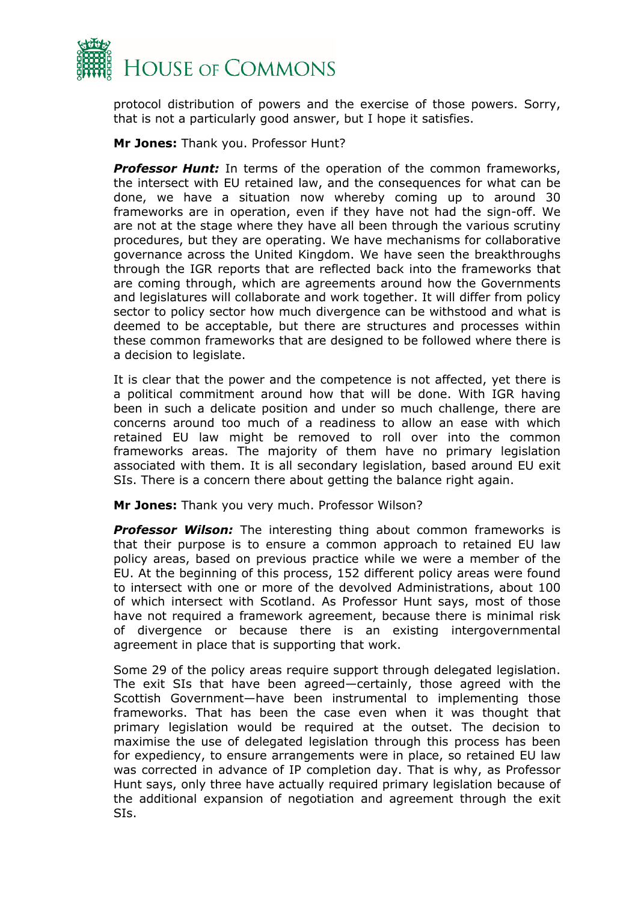protocol distribution of powers and the exercise of those powers. Sorry, that is not a particularly good answer, but I hope it satisfies.

**Mr Jones:** Thank you. Professor Hunt?

***Professor Hunt:*** In terms of the operation of the common frameworks, the intersect with EU retained law, and the consequences for what can be done, we have a situation now whereby coming up to around 30 frameworks are in operation, even if they have not had the sign-off. We are not at the stage where they have all been through the various scrutiny procedures, but they are operating. We have mechanisms for collaborative governance across the United Kingdom. We have seen the breakthroughs through the IGR reports that are reflected back into the frameworks that are coming through, which are agreements around how the Governments and legislatures will collaborate and work together. It will differ from policy sector to policy sector how much divergence can be withstood and what is deemed to be acceptable, but there are structures and processes within these common frameworks that are designed to be followed where there is a decision to legislate.

It is clear that the power and the competence is not affected, yet there is a political commitment around how that will be done. With IGR having been in such a delicate position and under so much challenge, there are concerns around too much of a readiness to allow an ease with which retained EU law might be removed to roll over into the common frameworks areas. The majority of them have no primary legislation associated with them. It is all secondary legislation, based around EU exit SIs. There is a concern there about getting the balance right again.

**Mr Jones:** Thank you very much. Professor Wilson?

***Professor Wilson:*** The interesting thing about common frameworks is that their purpose is to ensure a common approach to retained EU law policy areas, based on previous practice while we were a member of the EU. At the beginning of this process, 152 different policy areas were found to intersect with one or more of the devolved Administrations, about 100 of which intersect with Scotland. As Professor Hunt says, most of those have not required a framework agreement, because there is minimal risk of divergence or because there is an existing intergovernmental agreement in place that is supporting that work.

Some 29 of the policy areas require support through delegated legislation. The exit SIs that have been agreed—certainly, those agreed with the Scottish Government—have been instrumental to implementing those frameworks. That has been the case even when it was thought that primary legislation would be required at the outset. The decision to maximise the use of delegated legislation through this process has been for expediency, to ensure arrangements were in place, so retained EU law was corrected in advance of IP completion day. That is why, as Professor Hunt says, only three have actually required primary legislation because of the additional expansion of negotiation and agreement through the exit SIs.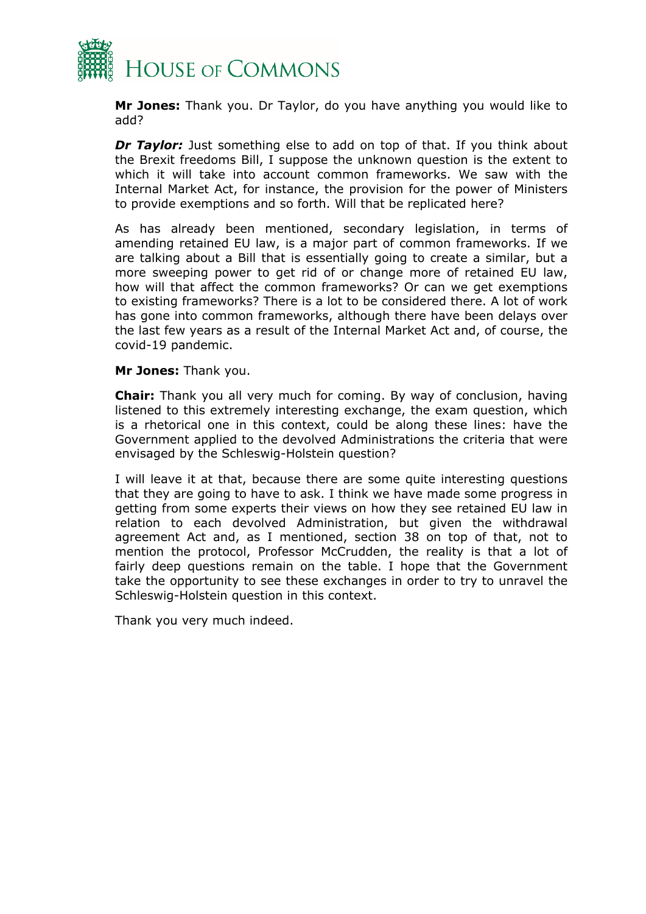**Mr Jones:** Thank you. Dr Taylor, do you have anything you would like to add?

***Dr Taylor:*** Just something else to add on top of that. If you think about the Brexit freedoms Bill, I suppose the unknown question is the extent to which it will take into account common frameworks. We saw with the Internal Market Act, for instance, the provision for the power of Ministers to provide exemptions and so forth. Will that be replicated here?

As has already been mentioned, secondary legislation, in terms of amending retained EU law, is a major part of common frameworks. If we are talking about a Bill that is essentially going to create a similar, but a more sweeping power to get rid of or change more of retained EU law, how will that affect the common frameworks? Or can we get exemptions to existing frameworks? There is a lot to be considered there. A lot of work has gone into common frameworks, although there have been delays over the last few years as a result of the Internal Market Act and, of course, the covid-19 pandemic.

**Mr Jones:** Thank you.

**Chair:** Thank you all very much for coming. By way of conclusion, having listened to this extremely interesting exchange, the exam question, which is a rhetorical one in this context, could be along these lines: have the Government applied to the devolved Administrations the criteria that were envisaged by the Schleswig-Holstein question?

I will leave it at that, because there are some quite interesting questions that they are going to have to ask. I think we have made some progress in getting from some experts their views on how they see retained EU law in relation to each devolved Administration, but given the withdrawal agreement Act and, as I mentioned, section 38 on top of that, not to mention the protocol, Professor McCrudden, the reality is that a lot of fairly deep questions remain on the table. I hope that the Government take the opportunity to see these exchanges in order to try to unravel the Schleswig-Holstein question in this context.

Thank you very much indeed.